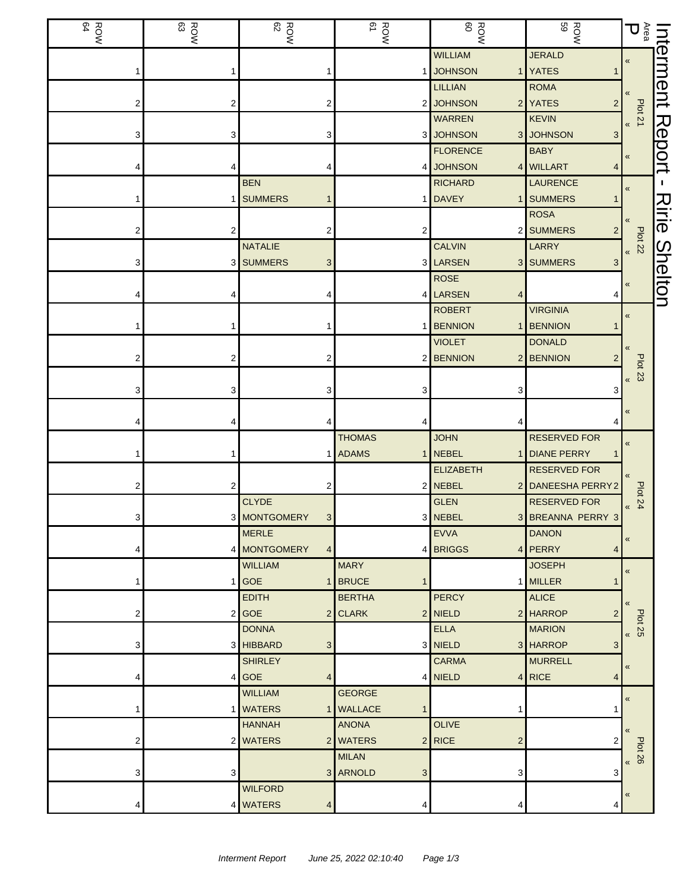# Interment Report - Ririe Shelton

| Area P | ROW 59 | ROW 60 | ROW 61 | ROW 62 | ROW 63 | ROW 64 |
|---|---|---|---|---|---|---|
| Plot 21 « | JERALD YATES 1 | WILLIAM JOHNSON 1 | 1 | 1 | 1 | 1 |
| « | ROMA YATES 2 | LILLIAN JOHNSON 2 | 2 | 2 | 2 | 2 |
| « | KEVIN JOHNSON 3 | WARREN JOHNSON 3 | 3 | 3 | 3 | 3 |
| « | BABY WILLART 4 | FLORENCE JOHNSON 4 | 4 | 4 | 4 | 4 |
| Plot 22 « | LAURENCE SUMMERS 1 | RICHARD DAVEY 1 | 1 | BEN SUMMERS 1 | 1 | 1 |
| « | ROSA SUMMERS 2 | 2 | 2 | 2 | 2 | 2 |
| « | LARRY SUMMERS 3 | CALVIN LARSEN 3 | 3 | NATALIE SUMMERS 3 | 3 | 3 |
| « | 4 | ROSE LARSEN 4 | 4 | 4 | 4 | 4 |
| Plot 23 « | VIRGINIA BENNION 1 | ROBERT BENNION 1 | 1 | 1 | 1 | 1 |
| « | DONALD BENNION 2 | VIOLET BENNION 2 | 2 | 2 | 2 | 2 |
| « | 3 | 3 | 3 | 3 | 3 | 3 |
| « | 4 | 4 | 4 | 4 | 4 | 4 |
| Plot 24 « | RESERVED FOR DIANE PERRY 1 | JOHN NEBEL 1 | THOMAS ADAMS 1 | 1 | 1 | 1 |
| « | RESERVED FOR DANEESHA PERRY 2 | ELIZABETH NEBEL 2 | 2 | 2 | 2 | 2 |
| « | RESERVED FOR BREANNA PERRY 3 | GLEN NEBEL 3 | 3 | CLYDE MONTGOMERY 3 | 3 | 3 |
| « | DANON PERRY 4 | EVVA BRIGGS 4 | 4 | MERLE MONTGOMERY 4 | 4 | 4 |
| Plot 25 « | JOSEPH MILLER 1 | 1 | MARY BRUCE 1 | WILLIAM GOE 1 | 1 | 1 |
| « | ALICE HARROP 2 | PERCY NIELD 2 | BERTHA CLARK 2 | EDITH GOE 2 | 2 | 2 |
| « | MARION HARROP 3 | ELLA NIELD 3 | 3 | DONNA HIBBARD 3 | 3 | 3 |
| « | MURRELL RICE 4 | CARMA NIELD 4 | 4 | SHIRLEY GOE 4 | 4 | 4 |
| Plot 26 « | 1 | 1 | GEORGE WALLACE 1 | WILLIAM WATERS 1 | 1 | 1 |
| « | 2 | OLIVE RICE 2 | ANONA WATERS 2 | HANNAH WATERS 2 | 2 | 2 |
| « | 3 | 3 | MILAN ARNOLD 3 | 3 | 3 | 3 |
| « | 4 | 4 | 4 | WILFORD WATERS 4 | 4 | 4 |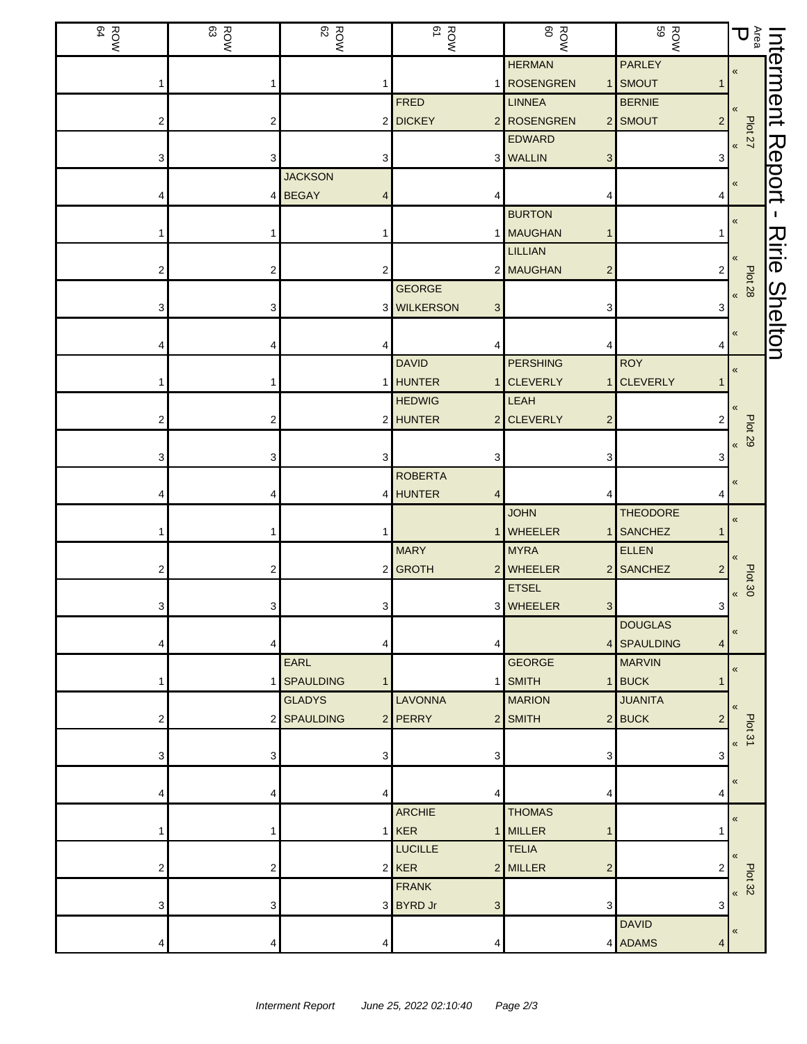# Interment Report - Ririe Shelton

Area P

| Plot | ROW 59 | ROW 60 | ROW 61 | ROW 62 | ROW 63 | ROW 64 |
| --- | --- | --- | --- | --- | --- | --- |
| Plot 27 « | PARLEY SMOUT 1 | HERMAN ROSENGREN 1 | 1 | 1 | 1 | 1 |
| « | BERNIE SMOUT 2 | LINNEA ROSENGREN 2 | FRED DICKEY 2 | 2 | 2 | 2 |
| « | 3 | EDWARD WALLIN 3 | 3 | 3 | 3 | 3 |
| « | 4 | 4 | 4 | JACKSON BEGAY 4 | 4 | 4 |
| Plot 28 « | 1 | BURTON MAUGHAN 1 | 1 | 1 | 1 | 1 |
| « | 2 | LILLIAN MAUGHAN 2 | 2 | 2 | 2 | 2 |
| « | 3 | 3 | GEORGE WILKERSON 3 | 3 | 3 | 3 |
| « | 4 | 4 | 4 | 4 | 4 | 4 |
| Plot 29 « | ROY CLEVERLY 1 | PERSHING CLEVERLY 1 | DAVID HUNTER 1 | 1 | 1 | 1 |
| « | 2 | LEAH CLEVERLY 2 | HEDWIG HUNTER 2 | 2 | 2 | 2 |
| « | 3 | 3 | 3 | 3 | 3 | 3 |
| « | 4 | 4 | ROBERTA HUNTER 4 | 4 | 4 | 4 |
| Plot 30 « | THEODORE SANCHEZ 1 | JOHN WHEELER 1 | 1 | 1 | 1 | 1 |
| « | ELLEN SANCHEZ 2 | MYRA WHEELER 2 | MARY GROTH 2 | 2 | 2 | 2 |
| « | 3 | ETSEL WHEELER 3 | 3 | 3 | 3 | 3 |
| « | DOUGLAS SPAULDING 4 | 4 | 4 | 4 | 4 | 4 |
| Plot 31 « | MARVIN BUCK 1 | GEORGE SMITH 1 | 1 | EARL SPAULDING 1 | 1 | 1 |
| « | JUANITA BUCK 2 | MARION SMITH 2 | LAVONNA PERRY 2 | GLADYS SPAULDING 2 | 2 | 2 |
| « | 3 | 3 | 3 | 3 | 3 | 3 |
| « | 4 | 4 | 4 | 4 | 4 | 4 |
| Plot 32 « | 1 | THOMAS MILLER 1 | ARCHIE KER 1 | 1 | 1 | 1 |
| « | 2 | TELIA MILLER 2 | LUCILLE KER 2 | 2 | 2 | 2 |
| « | 3 | 3 | FRANK BYRD Jr 3 | 3 | 3 | 3 |
| « | DAVID ADAMS 4 | 4 | 4 | 4 | 4 | 4 |

Interment Report June 25, 2022 02:10:40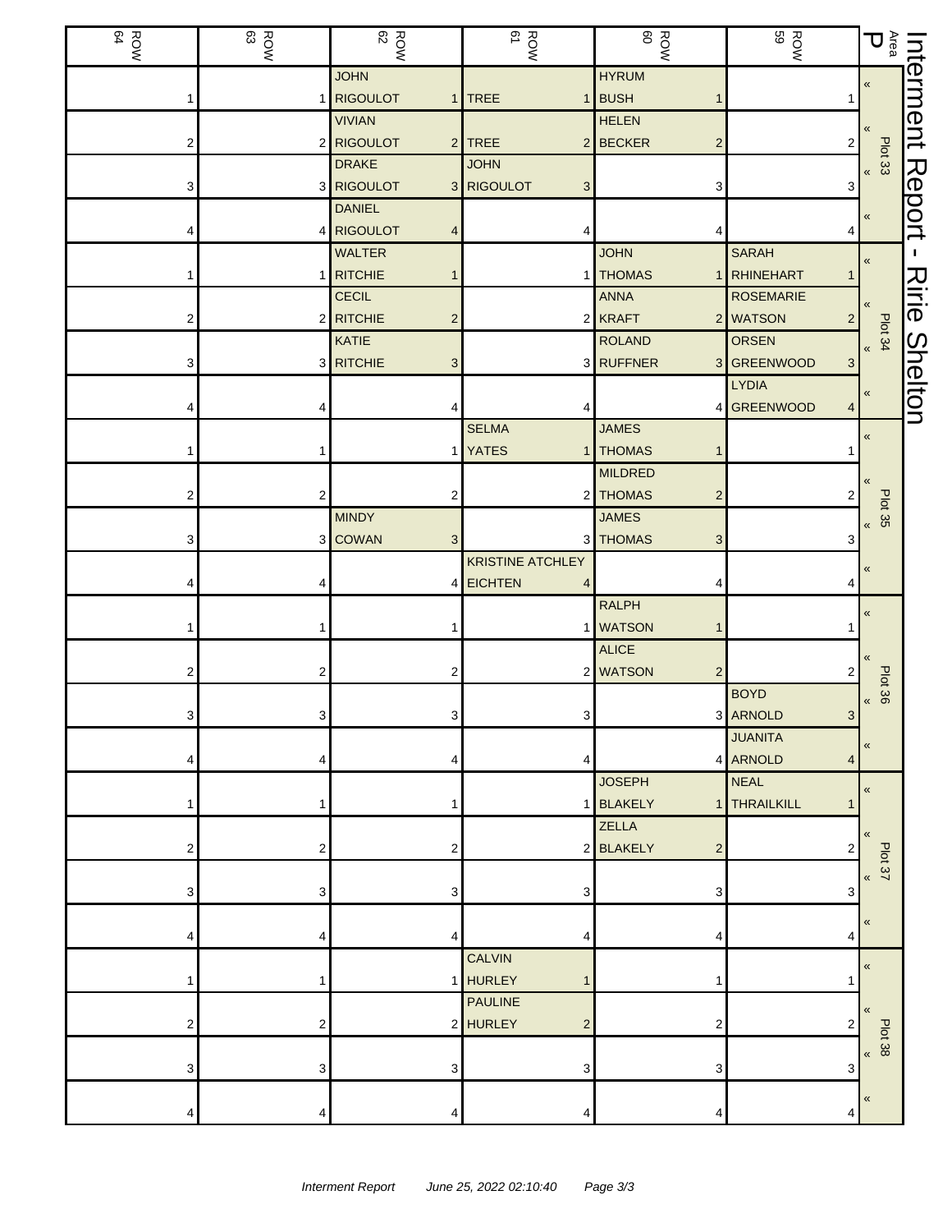# Interment Report - Ririe Shelton

Area P

| Plot | Position | ROW 64 | ROW 63 | ROW 62 | ROW 61 | ROW 60 | ROW 59 |
|---|---|---|---|---|---|---|---|
| Plot 33 | 1 | | | JOHN RIGOULOT | TREE | HYRUM BUSH | |
| Plot 33 | 2 | | | VIVIAN RIGOULOT | TREE | HELEN BECKER | |
| Plot 33 | 3 | | | DRAKE RIGOULOT | JOHN RIGOULOT | | |
| Plot 33 | 4 | | | DANIEL RIGOULOT | | | |
| Plot 34 | 1 | | | WALTER RITCHIE | | JOHN THOMAS | SARAH RHINEHART |
| Plot 34 | 2 | | | CECIL RITCHIE | | ANNA KRAFT | ROSEMARIE WATSON |
| Plot 34 | 3 | | | KATIE RITCHIE | | ROLAND RUFFNER | ORSEN GREENWOOD |
| Plot 34 | 4 | | | | | | LYDIA GREENWOOD |
| Plot 35 | 1 | | | | SELMA YATES | JAMES THOMAS | |
| Plot 35 | 2 | | | | | MILDRED THOMAS | |
| Plot 35 | 3 | | | MINDY COWAN | | JAMES THOMAS | |
| Plot 35 | 4 | | | | KRISTINE ATCHLEY EICHTEN | | |
| Plot 36 | 1 | | | | | RALPH WATSON | |
| Plot 36 | 2 | | | | | ALICE WATSON | |
| Plot 36 | 3 | | | | | | BOYD ARNOLD |
| Plot 36 | 4 | | | | | | JUANITA ARNOLD |
| Plot 37 | 1 | | | | | JOSEPH BLAKELY | NEAL THRAILKILL |
| Plot 37 | 2 | | | | | ZELLA BLAKELY | |
| Plot 37 | 3 | | | | | | |
| Plot 37 | 4 | | | | | | |
| Plot 38 | 1 | | | | CALVIN HURLEY | | |
| Plot 38 | 2 | | | | PAULINE HURLEY | | |
| Plot 38 | 3 | | | | | | |
| Plot 38 | 4 | | | | | | |